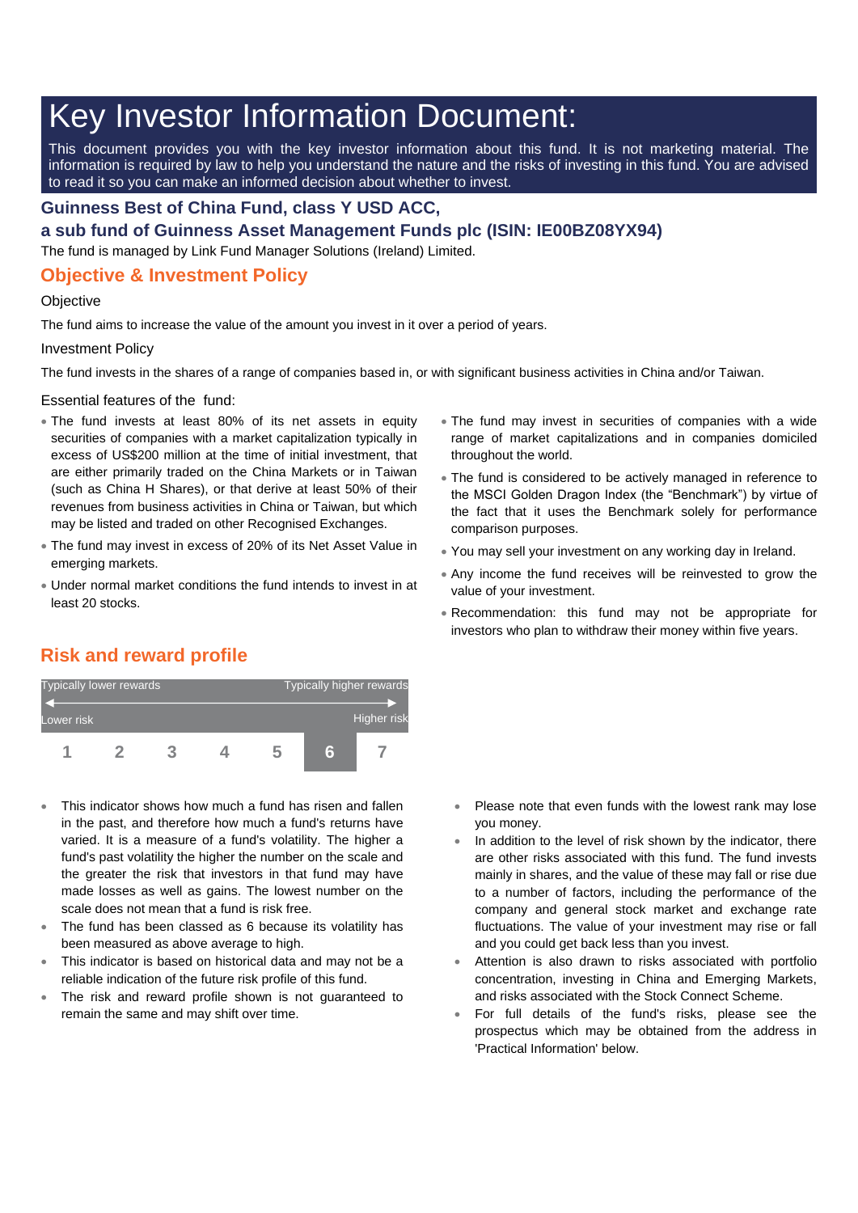# Key Investor Information Document:

This document provides you with the key investor information about this fund. It is not marketing material. The information is required by law to help you understand the nature and the risks of investing in this fund. You are advised to read it so you can make an informed decision about whether to invest.

### Guinness Best of China Fund, class Y USD ACC,
### a sub fund of Guinness Asset Management Funds plc (ISIN: IE00BZ08YX94)

The fund is managed by Link Fund Manager Solutions (Ireland) Limited.

## Objective & Investment Policy

Objective

The fund aims to increase the value of the amount you invest in it over a period of years.

Investment Policy

The fund invests in the shares of a range of companies based in, or with significant business activities in China and/or Taiwan.

Essential features of the fund:

- The fund invests at least 80% of its net assets in equity securities of companies with a market capitalization typically in excess of US$200 million at the time of initial investment, that are either primarily traded on the China Markets or in Taiwan (such as China H Shares), or that derive at least 50% of their revenues from business activities in China or Taiwan, but which may be listed and traded on other Recognised Exchanges.
- The fund may invest in excess of 20% of its Net Asset Value in emerging markets.
- Under normal market conditions the fund intends to invest in at least 20 stocks.
- The fund may invest in securities of companies with a wide range of market capitalizations and in companies domiciled throughout the world.
- The fund is considered to be actively managed in reference to the MSCI Golden Dragon Index (the "Benchmark") by virtue of the fact that it uses the Benchmark solely for performance comparison purposes.
- You may sell your investment on any working day in Ireland.
- Any income the fund receives will be reinvested to grow the value of your investment.
- Recommendation: this fund may not be appropriate for investors who plan to withdraw their money within five years.

## Risk and reward profile

| Typically lower rewards | | | | | | Typically higher rewards |
|---|---|---|---|---|---|---|
| Lower risk | | | | | | Higher risk |
| 1 | 2 | 3 | 4 | 5 | **6** | 7 |

- This indicator shows how much a fund has risen and fallen in the past, and therefore how much a fund's returns have varied. It is a measure of a fund's volatility. The higher a fund's past volatility the higher the number on the scale and the greater the risk that investors in that fund may have made losses as well as gains. The lowest number on the scale does not mean that a fund is risk free.
- The fund has been classed as 6 because its volatility has been measured as above average to high.
- This indicator is based on historical data and may not be a reliable indication of the future risk profile of this fund.
- The risk and reward profile shown is not guaranteed to remain the same and may shift over time.
- Please note that even funds with the lowest rank may lose you money.
- In addition to the level of risk shown by the indicator, there are other risks associated with this fund. The fund invests mainly in shares, and the value of these may fall or rise due to a number of factors, including the performance of the company and general stock market and exchange rate fluctuations. The value of your investment may rise or fall and you could get back less than you invest.
- Attention is also drawn to risks associated with portfolio concentration, investing in China and Emerging Markets, and risks associated with the Stock Connect Scheme.
- For full details of the fund's risks, please see the prospectus which may be obtained from the address in 'Practical Information' below.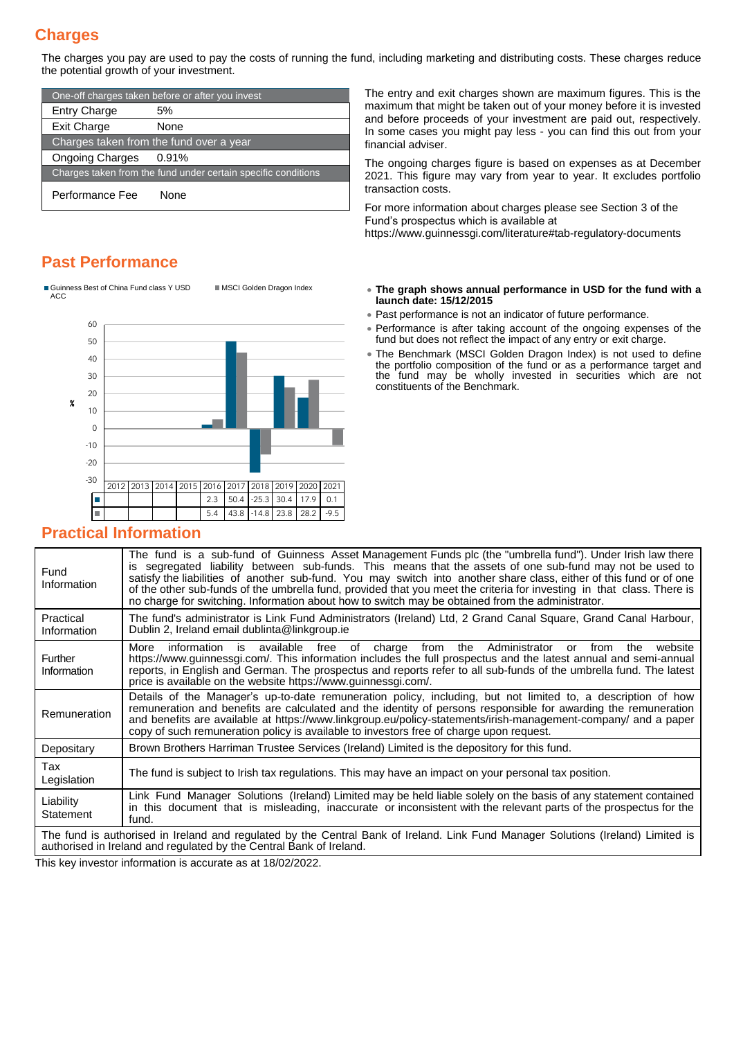## Charges

The charges you pay are used to pay the costs of running the fund, including marketing and distributing costs. These charges reduce the potential growth of your investment.

| One-off charges taken before or after you invest | |
|---|---|
| Entry Charge | 5% |
| Exit Charge | None |
| **Charges taken from the fund over a year** | |
| Ongoing Charges | 0.91% |
| **Charges taken from the fund under certain specific conditions** | |
| Performance Fee | None |

The entry and exit charges shown are maximum figures. This is the maximum that might be taken out of your money before it is invested and before proceeds of your investment are paid out, respectively. In some cases you might pay less - you can find this out from your financial adviser.

The ongoing charges figure is based on expenses as at December 2021. This figure may vary from year to year. It excludes portfolio transaction costs.

For more information about charges please see Section 3 of the Fund's prospectus which is available at https://www.guinnessgi.com/literature#tab-regulatory-documents

## Past Performance

Guinness Best of China Fund class Y USD ACC

MSCI Golden Dragon Index

%

60
50
40
30
20
10
0
-10
-20
-30

2012 2013 2014 2015 2016 2017 2018 2019 2020 2021

2.3 50.4 -25.3 30.4 17.9 0.1

5.4 43.8 -14.8 23.8 28.2 -9.5

- **The graph shows annual performance in USD for the fund with a launch date: 15/12/2015**
- Past performance is not an indicator of future performance.
- Performance is after taking account of the ongoing expenses of the fund but does not reflect the impact of any entry or exit charge.
- The Benchmark (MSCI Golden Dragon Index) is not used to define the portfolio composition of the fund or as a performance target and the fund may be wholly invested in securities which are not constituents of the Benchmark.

## Practical Information

| | |
|---|---|
| Fund Information | The fund is a sub-fund of Guinness Asset Management Funds plc (the "umbrella fund"). Under Irish law there is segregated liability between sub-funds. This means that the assets of one sub-fund may not be used to satisfy the liabilities of another sub-fund. You may switch into another share class, either of this fund or of one of the other sub-funds of the umbrella fund, provided that you meet the criteria for investing in that class. There is no charge for switching. Information about how to switch may be obtained from the administrator. |
| Practical Information | The fund's administrator is Link Fund Administrators (Ireland) Ltd, 2 Grand Canal Square, Grand Canal Harbour, Dublin 2, Ireland email dublinta@linkgroup.ie |
| Further Information | More information is available free of charge from the Administrator or from the website https://www.guinnessgi.com/. This information includes the full prospectus and the latest annual and semi-annual reports, in English and German. The prospectus and reports refer to all sub-funds of the umbrella fund. The latest price is available on the website https://www.guinnessgi.com/. |
| Remuneration | Details of the Manager's up-to-date remuneration policy, including, but not limited to, a description of how remuneration and benefits are calculated and the identity of persons responsible for awarding the remuneration and benefits are available at https://www.linkgroup.eu/policy-statements/irish-management-company/ and a paper copy of such remuneration policy is available to investors free of charge upon request. |
| Depositary | Brown Brothers Harriman Trustee Services (Ireland) Limited is the depository for this fund. |
| Tax Legislation | The fund is subject to Irish tax regulations. This may have an impact on your personal tax position. |
| Liability Statement | Link Fund Manager Solutions (Ireland) Limited may be held liable solely on the basis of any statement contained in this document that is misleading, inaccurate or inconsistent with the relevant parts of the prospectus for the fund. |

The fund is authorised in Ireland and regulated by the Central Bank of Ireland. Link Fund Manager Solutions (Ireland) Limited is authorised in Ireland and regulated by the Central Bank of Ireland.

This key investor information is accurate as at 18/02/2022.